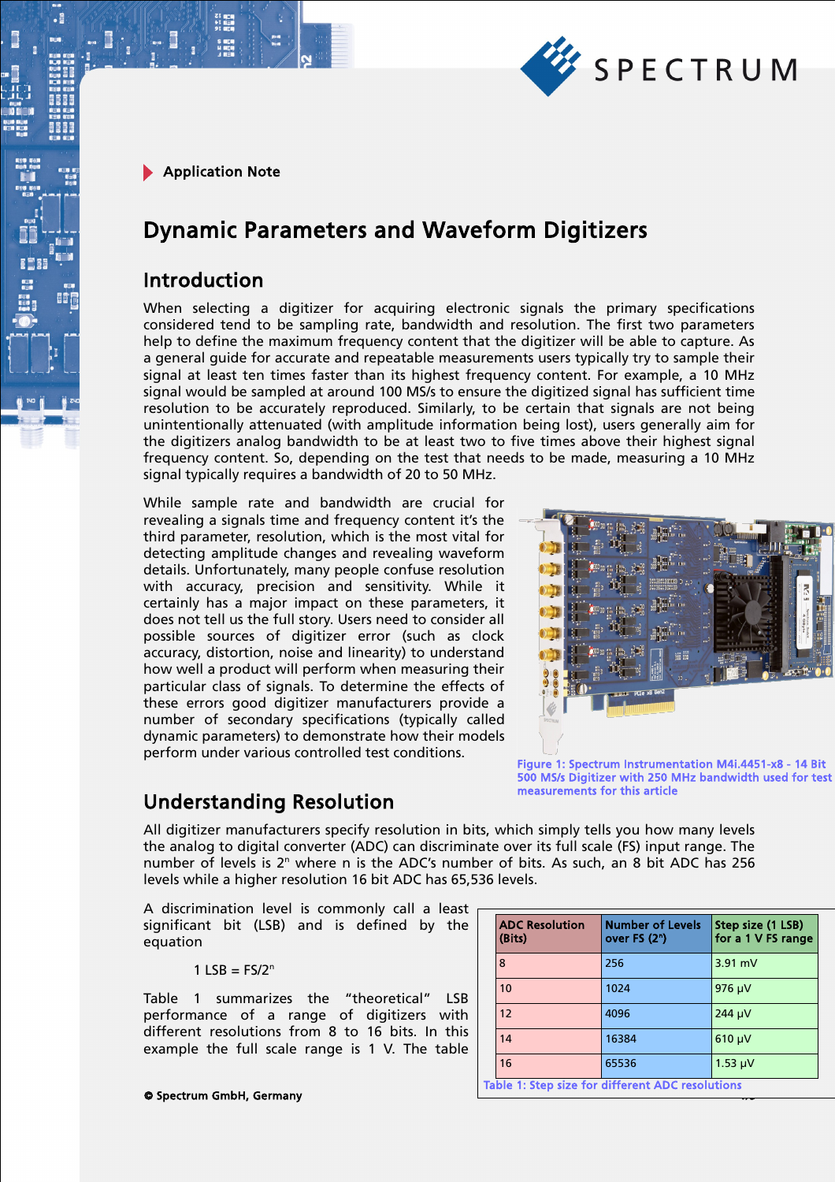Application Note

# Dynamic Parameters and Waveform Digitizers

## Introduction

When selecting a digitizer for acquiring electronic signals the primary specifications considered tend to be sampling rate, bandwidth and resolution. The first two parameters help to define the maximum frequency content that the digitizer will be able to capture. As a general guide for accurate and repeatable measurements users typically try to sample their signal at least ten times faster than its highest frequency content. For example, a 10 MHz signal would be sampled at around 100 MS/s to ensure the digitized signal has sufficient time resolution to be accurately reproduced. Similarly, to be certain that signals are not being unintentionally attenuated (with amplitude information being lost), users generally aim for the digitizers analog bandwidth to be at least two to five times above their highest signal frequency content. So, depending on the test that needs to be made, measuring a 10 MHz signal typically requires a bandwidth of 20 to 50 MHz.

While sample rate and bandwidth are crucial for revealing a signals time and frequency content it's the third parameter, resolution, which is the most vital for detecting amplitude changes and revealing waveform details. Unfortunately, many people confuse resolution with accuracy, precision and sensitivity. While it certainly has a major impact on these parameters, it does not tell us the full story. Users need to consider all possible sources of digitizer error (such as clock accuracy, distortion, noise and linearity) to understand how well a product will perform when measuring their particular class of signals. To determine the effects of these errors good digitizer manufacturers provide a number of secondary specifications (typically called dynamic parameters) to demonstrate how their models perform under various controlled test conditions.

Figure 1: Spectrum Instrumentation M4i.4451-x8 - 14 Bit 500 MS/s Digitizer with 250 MHz bandwidth used for test measurements for this article

## Understanding Resolution

All digitizer manufacturers specify resolution in bits, which simply tells you how many levels the analog to digital converter (ADC) can discriminate over its full scale (FS) input range. The number of levels is $2^n$ where n is the ADC's number of bits. As such, an 8 bit ADC has 256 levels while a higher resolution 16 bit ADC has 65,536 levels.

A discrimination level is commonly call a least significant bit (LSB) and is defined by the equation

$$1\ \text{LSB} = FS/2^n$$

Table 1 summarizes the "theoretical" LSB performance of a range of digitizers with different resolutions from 8 to 16 bits. In this example the full scale range is 1 V. The table

| ADC Resolution (Bits) | Number of Levels over FS ($2^n$) | Step size (1 LSB) for a 1 V FS range |
|---|---|---|
| 8 | 256 | 3.91 mV |
| 10 | 1024 | 976 µV |
| 12 | 4096 | 244 µV |
| 14 | 16384 | 610 µV |
| 16 | 65536 | 1.53 µV |

Table 1: Step size for different ADC resolutions

© Spectrum GmbH, Germany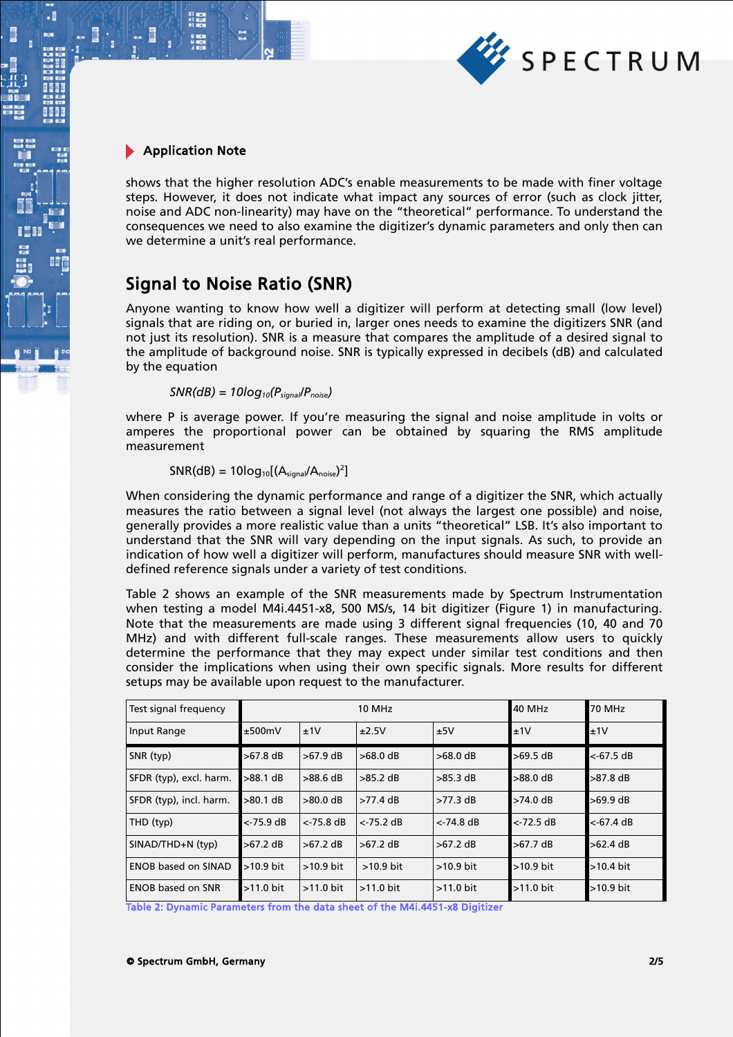shows that the higher resolution ADC's enable measurements to be made with finer voltage steps. However, it does not indicate what impact any sources of error (such as clock jitter, noise and ADC non-linearity) may have on the "theoretical" performance. To understand the consequences we need to also examine the digitizer's dynamic parameters and only then can we determine a unit's real performance.

## Signal to Noise Ratio (SNR)

Anyone wanting to know how well a digitizer will perform at detecting small (low level) signals that are riding on, or buried in, larger ones needs to examine the digitizers SNR (and not just its resolution). SNR is a measure that compares the amplitude of a desired signal to the amplitude of background noise. SNR is typically expressed in decibels (dB) and calculated by the equation

$$SNR(dB) = 10\log_{10}(P_{signal}/P_{noise})$$

where P is average power. If you're measuring the signal and noise amplitude in volts or amperes the proportional power can be obtained by squaring the RMS amplitude measurement

$$\mathrm{SNR(dB)} = 10\log_{10}[(A_{signal}/A_{noise})^2]$$

When considering the dynamic performance and range of a digitizer the SNR, which actually measures the ratio between a signal level (not always the largest one possible) and noise, generally provides a more realistic value than a units "theoretical" LSB. It's also important to understand that the SNR will vary depending on the input signals. As such, to provide an indication of how well a digitizer will perform, manufactures should measure SNR with well-defined reference signals under a variety of test conditions.

Table 2 shows an example of the SNR measurements made by Spectrum Instrumentation when testing a model M4i.4451-x8, 500 MS/s, 14 bit digitizer (Figure 1) in manufacturing. Note that the measurements are made using 3 different signal frequencies (10, 40 and 70 MHz) and with different full-scale ranges. These measurements allow users to quickly determine the performance that they may expect under similar test conditions and then consider the implications when using their own specific signals. More results for different setups may be available upon request to the manufacturer.

| Test signal frequency | 10 MHz | | | | 40 MHz | 70 MHz |
|---|---|---|---|---|---|---|
| Input Range | ±500mV | ±1V | ±2.5V | ±5V | ±1V | ±1V |
| SNR (typ) | >67.8 dB | >67.9 dB | >68.0 dB | >68.0 dB | >69.5 dB | <-67.5 dB |
| SFDR (typ), excl. harm. | >88.1 dB | >88.6 dB | >85.2 dB | >85.3 dB | >88.0 dB | >87.8 dB |
| SFDR (typ), incl. harm. | >80.1 dB | >80.0 dB | >77.4 dB | >77.3 dB | >74.0 dB | >69.9 dB |
| THD (typ) | <-75.9 dB | <-75.8 dB | <-75.2 dB | <-74.8 dB | <-72.5 dB | <-67.4 dB |
| SINAD/THD+N (typ) | >67.2 dB | >67.2 dB | >67.2 dB | >67.2 dB | >67.7 dB | >62.4 dB |
| ENOB based on SINAD | >10.9 bit | >10.9 bit | >10.9 bit | >10.9 bit | >10.9 bit | >10.4 bit |
| ENOB based on SNR | >11.0 bit | >11.0 bit | >11.0 bit | >11.0 bit | >11.0 bit | >10.9 bit |

Table 2: Dynamic Parameters from the data sheet of the M4i.4451-x8 Digitizer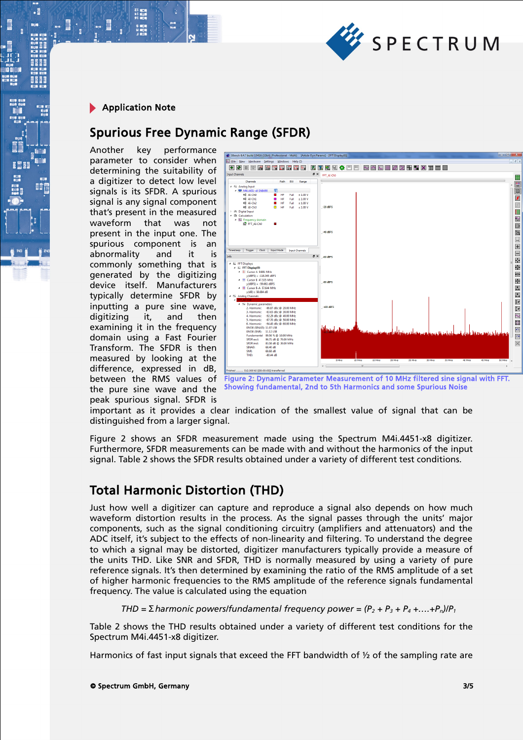## Application Note

# Spurious Free Dynamic Range (SFDR)

Another key performance parameter to consider when determining the suitability of a digitizer to detect low level signals is its SFDR. A spurious signal is any signal component that's present in the measured waveform that was not present in the input one. The spurious component is an abnormality and it is commonly something that is generated by the digitizing device itself. Manufacturers typically determine SFDR by inputting a pure sine wave, digitizing it, and then examining it in the frequency domain using a Fast Fourier Transform. The SFDR is then measured by looking at the difference, expressed in dB, between the RMS values of the pure sine wave and the peak spurious signal. SFDR is important as it provides a clear indication of the smallest value of signal that can be distinguished from a larger signal.

Figure 2: Dynamic Parameter Measurement of 10 MHz filtered sine signal with FFT. Showing fundamental, 2nd to 5th Harmonics and some Spurious Noise

Figure 2 shows an SFDR measurement made using the Spectrum M4i.4451-x8 digitizer. Furthermore, SFDR measurements can be made with and without the harmonics of the input signal. Table 2 shows the SFDR results obtained under a variety of different test conditions.

# Total Harmonic Distortion (THD)

Just how well a digitizer can capture and reproduce a signal also depends on how much waveform distortion results in the process. As the signal passes through the units' major components, such as the signal conditioning circuitry (amplifiers and attenuators) and the ADC itself, it's subject to the effects of non-linearity and filtering. To understand the degree to which a signal may be distorted, digitizer manufacturers typically provide a measure of the units THD. Like SNR and SFDR, THD is normally measured by using a variety of pure reference signals. It's then determined by examining the ratio of the RMS amplitude of a set of higher harmonic frequencies to the RMS amplitude of the reference signals fundamental frequency. The value is calculated using the equation

$$THD = \Sigma \, harmonic\ powers/fundamental\ frequency\ power = (P_2 + P_3 + P_4 + \ldots + P_n)/P_1$$

Table 2 shows the THD results obtained under a variety of different test conditions for the Spectrum M4i.4451-x8 digitizer.

Harmonics of fast input signals that exceed the FFT bandwidth of ½ of the sampling rate are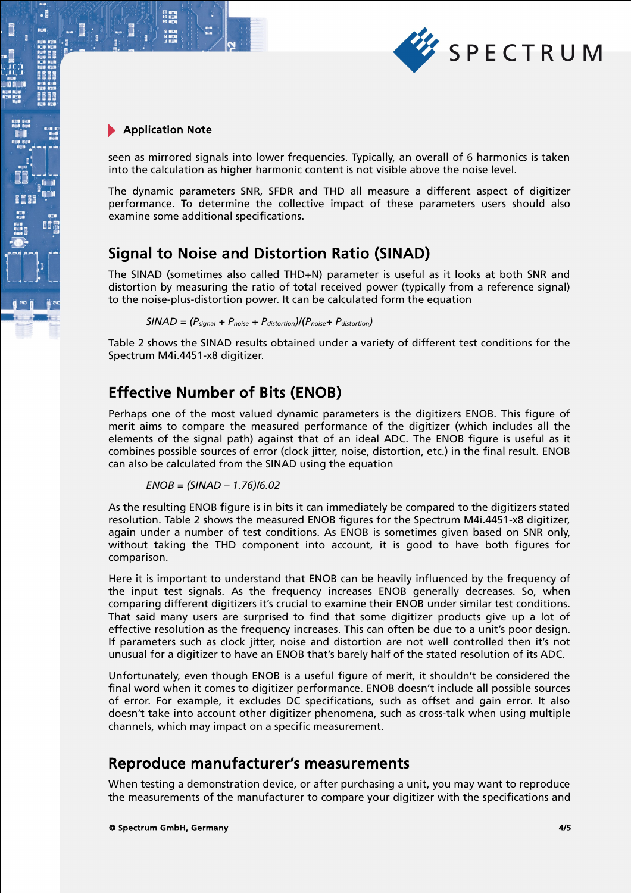seen as mirrored signals into lower frequencies. Typically, an overall of 6 harmonics is taken into the calculation as higher harmonic content is not visible above the noise level.

The dynamic parameters SNR, SFDR and THD all measure a different aspect of digitizer performance. To determine the collective impact of these parameters users should also examine some additional specifications.

## Signal to Noise and Distortion Ratio (SINAD)

The SINAD (sometimes also called THD+N) parameter is useful as it looks at both SNR and distortion by measuring the ratio of total received power (typically from a reference signal) to the noise-plus-distortion power. It can be calculated form the equation

$$SINAD = (P_{signal} + P_{noise} + P_{distortion})/(P_{noise} + P_{distortion})$$

Table 2 shows the SINAD results obtained under a variety of different test conditions for the Spectrum M4i.4451-x8 digitizer.

## Effective Number of Bits (ENOB)

Perhaps one of the most valued dynamic parameters is the digitizers ENOB. This figure of merit aims to compare the measured performance of the digitizer (which includes all the elements of the signal path) against that of an ideal ADC. The ENOB figure is useful as it combines possible sources of error (clock jitter, noise, distortion, etc.) in the final result. ENOB can also be calculated from the SINAD using the equation

$$ENOB = (SINAD - 1.76)/6.02$$

As the resulting ENOB figure is in bits it can immediately be compared to the digitizers stated resolution. Table 2 shows the measured ENOB figures for the Spectrum M4i.4451-x8 digitizer, again under a number of test conditions. As ENOB is sometimes given based on SNR only, without taking the THD component into account, it is good to have both figures for comparison.

Here it is important to understand that ENOB can be heavily influenced by the frequency of the input test signals. As the frequency increases ENOB generally decreases. So, when comparing different digitizers it's crucial to examine their ENOB under similar test conditions. That said many users are surprised to find that some digitizer products give up a lot of effective resolution as the frequency increases. This can often be due to a unit's poor design. If parameters such as clock jitter, noise and distortion are not well controlled then it's not unusual for a digitizer to have an ENOB that's barely half of the stated resolution of its ADC.

Unfortunately, even though ENOB is a useful figure of merit, it shouldn't be considered the final word when it comes to digitizer performance. ENOB doesn't include all possible sources of error. For example, it excludes DC specifications, such as offset and gain error. It also doesn't take into account other digitizer phenomena, such as cross-talk when using multiple channels, which may impact on a specific measurement.

## Reproduce manufacturer's measurements

When testing a demonstration device, or after purchasing a unit, you may want to reproduce the measurements of the manufacturer to compare your digitizer with the specifications and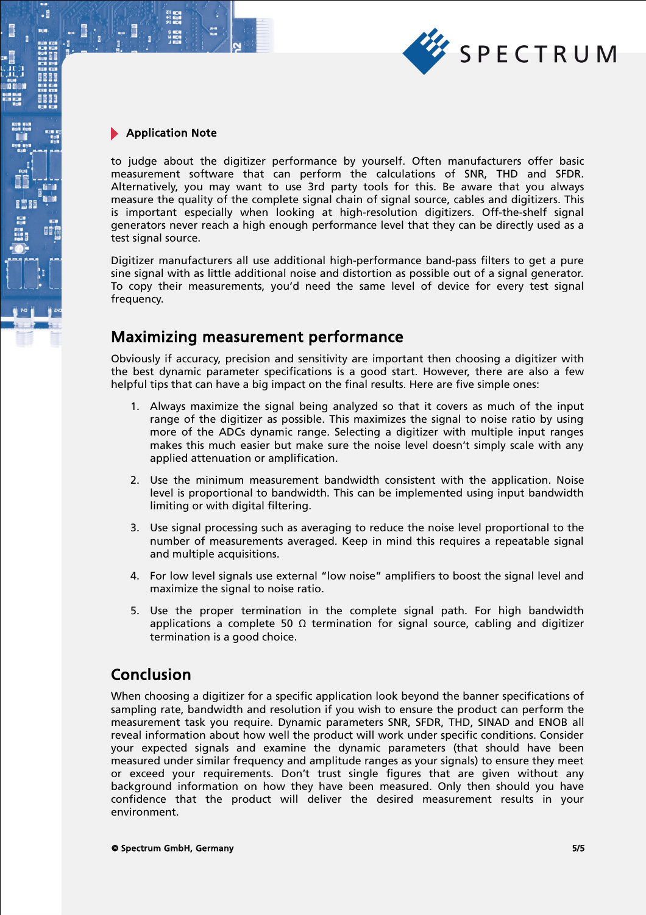to judge about the digitizer performance by yourself. Often manufacturers offer basic measurement software that can perform the calculations of SNR, THD and SFDR. Alternatively, you may want to use 3rd party tools for this. Be aware that you always measure the quality of the complete signal chain of signal source, cables and digitizers. This is important especially when looking at high-resolution digitizers. Off-the-shelf signal generators never reach a high enough performance level that they can be directly used as a test signal source.

Digitizer manufacturers all use additional high-performance band-pass filters to get a pure sine signal with as little additional noise and distortion as possible out of a signal generator. To copy their measurements, you'd need the same level of device for every test signal frequency.

## Maximizing measurement performance

Obviously if accuracy, precision and sensitivity are important then choosing a digitizer with the best dynamic parameter specifications is a good start. However, there are also a few helpful tips that can have a big impact on the final results. Here are five simple ones:

1. Always maximize the signal being analyzed so that it covers as much of the input range of the digitizer as possible. This maximizes the signal to noise ratio by using more of the ADCs dynamic range. Selecting a digitizer with multiple input ranges makes this much easier but make sure the noise level doesn't simply scale with any applied attenuation or amplification.
2. Use the minimum measurement bandwidth consistent with the application. Noise level is proportional to bandwidth. This can be implemented using input bandwidth limiting or with digital filtering.
3. Use signal processing such as averaging to reduce the noise level proportional to the number of measurements averaged. Keep in mind this requires a repeatable signal and multiple acquisitions.
4. For low level signals use external "low noise" amplifiers to boost the signal level and maximize the signal to noise ratio.
5. Use the proper termination in the complete signal path. For high bandwidth applications a complete 50 Ω termination for signal source, cabling and digitizer termination is a good choice.

## Conclusion

When choosing a digitizer for a specific application look beyond the banner specifications of sampling rate, bandwidth and resolution if you wish to ensure the product can perform the measurement task you require. Dynamic parameters SNR, SFDR, THD, SINAD and ENOB all reveal information about how well the product will work under specific conditions. Consider your expected signals and examine the dynamic parameters (that should have been measured under similar frequency and amplitude ranges as your signals) to ensure they meet or exceed your requirements. Don't trust single figures that are given without any background information on how they have been measured. Only then should you have confidence that the product will deliver the desired measurement results in your environment.